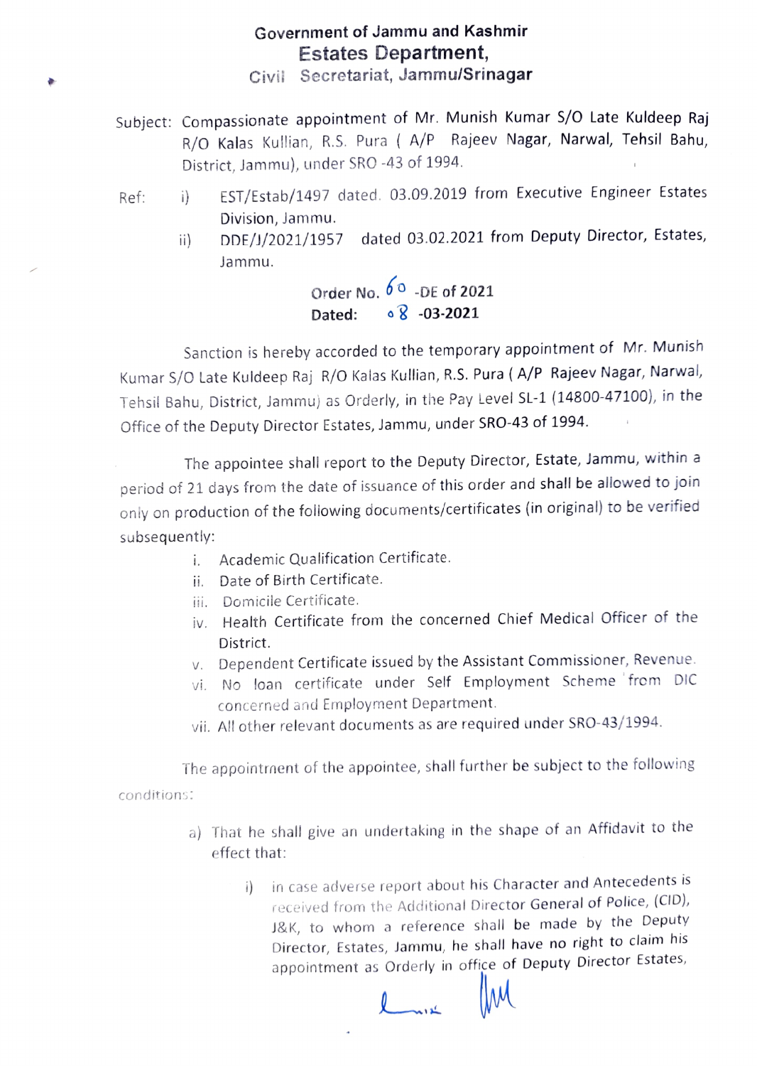**Government of Jammu and Kashmir**
**Estates Department,**
**Civil Secretariat, Jammu/Srinagar**

Subject: Compassionate appointment of Mr. Munish Kumar S/O Late Kuldeep Raj R/O Kalas Kullian, R.S. Pura ( A/P Rajeev Nagar, Narwal, Tehsil Bahu, District, Jammu), under SRO -43 of 1994.

Ref:
- i) EST/Estab/1497 dated. 03.09.2019 from Executive Engineer Estates Division, Jammu.
- ii) DDE/J/2021/1957 dated 03.02.2021 from Deputy Director, Estates, Jammu.

**Order No. 60 -DE of 2021**
**Dated: 08 -03-2021**

Sanction is hereby accorded to the temporary appointment of Mr. Munish Kumar S/O Late Kuldeep Raj R/O Kalas Kullian, R.S. Pura ( A/P Rajeev Nagar, Narwal, Tehsil Bahu, District, Jammu) as Orderly, in the Pay Level SL-1 (14800-47100), in the Office of the Deputy Director Estates, Jammu, under SRO-43 of 1994.

The appointee shall report to the Deputy Director, Estate, Jammu, within a period of 21 days from the date of issuance of this order and shall be allowed to join only on production of the following documents/certificates (in original) to be verified subsequently:

- i. Academic Qualification Certificate.
- ii. Date of Birth Certificate.
- iii. Domicile Certificate.
- iv. Health Certificate from the concerned Chief Medical Officer of the District.
- v. Dependent Certificate issued by the Assistant Commissioner, Revenue.
- vi. No loan certificate under Self Employment Scheme from DIC concerned and Employment Department.
- vii. All other relevant documents as are required under SRO-43/1994.

The appointment of the appointee, shall further be subject to the following conditions:

a) That he shall give an undertaking in the shape of an Affidavit to the effect that:

i) in case adverse report about his Character and Antecedents is received from the Additional Director General of Police, (CID), J&K, to whom a reference shall be made by the Deputy Director, Estates, Jammu, he shall have no right to claim his appointment as Orderly in office of Deputy Director Estates,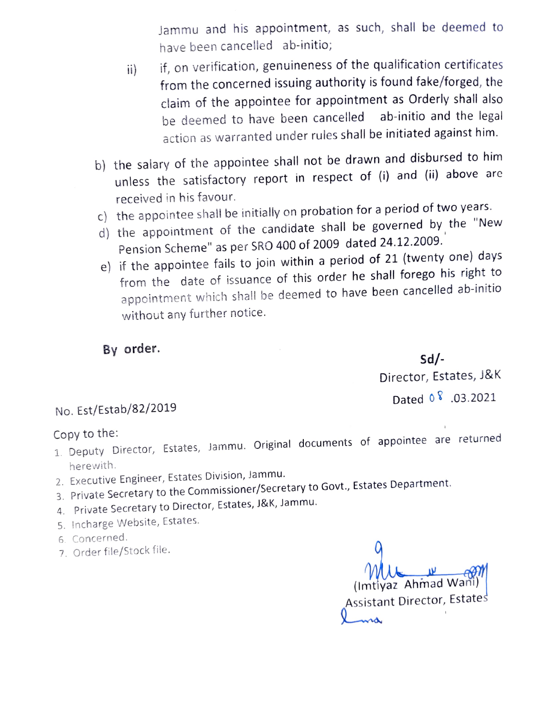Jammu and his appointment, as such, shall be deemed to have been cancelled ab-initio;

ii) if, on verification, genuineness of the qualification certificates from the concerned issuing authority is found fake/forged, the claim of the appointee for appointment as Orderly shall also be deemed to have been cancelled ab-initio and the legal action as warranted under rules shall be initiated against him.

b) the salary of the appointee shall not be drawn and disbursed to him unless the satisfactory report in respect of (i) and (ii) above are received in his favour.

c) the appointee shall be initially on probation for a period of two years.

d) the appointment of the candidate shall be governed by the "New Pension Scheme" as per SRO 400 of 2009 dated 24.12.2009.

e) if the appointee fails to join within a period of 21 (twenty one) days from the date of issuance of this order he shall forego his right to appointment which shall be deemed to have been cancelled ab-initio without any further notice.

**By order.**

**Sd/-**
Director, Estates, J&K

No. Est/Estab/82/2019

Dated 08 .03.2021

Copy to the:

1. Deputy Director, Estates, Jammu. Original documents of appointee are returned herewith.
2. Executive Engineer, Estates Division, Jammu.
3. Private Secretary to the Commissioner/Secretary to Govt., Estates Department.
4. Private Secretary to Director, Estates, J&K, Jammu.
5. Incharge Website, Estates.
6. Concerned.
7. Order file/Stock file.

(Imtiyaz Ahmad Wani)
Assistant Director, Estates